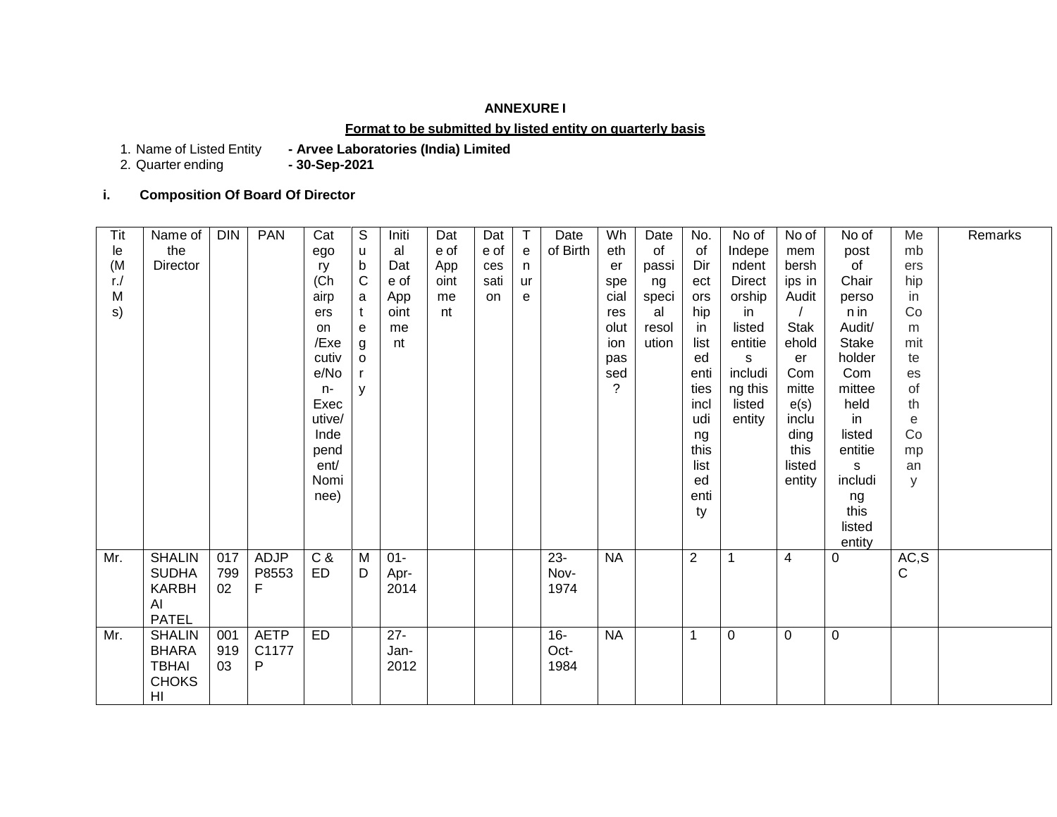**ANNEXURE I**

**Format to be submitted by listed entity on quarterly basis**

1. Name of Listed Entity **- Arvee Laboratories (India) Limited**
2. Quarter ending **- 30-Sep-2021**

**i. Composition Of Board Of Director**

| Title (Mr./ Ms) | Name of the Director | DIN | PAN | Category (Chairperson /Executive/Non-Executive/ Independent/ Nominee) | Sub Category | Initial Date of Appointment | Date of Appointment | Date of cessation | Tenure | Date of Birth | Whether special resolution passed? | Date of passing special resolution | No. of Directorship in listed entities including this listed entity | No of Independent Directorship in listed entities including this listed entity | No of membership in Audit / Stakeholder Committee(s) including this listed entity | No of post of Chairperson in Audit/ Stakeholder Committee held in listed entities including this listed entity | Membership in Committees of the Company | Remarks |
|---|---|---|---|---|---|---|---|---|---|---|---|---|---|---|---|---|---|---|
| Mr. | SHALIN SUDHAKARBHAI PATEL | 01779902 | ADJPP8553F | C & ED | MD | 01-Apr-2014 | | | | 23-Nov-1974 | NA | | 2 | 1 | 4 | 0 | AC,SC | |
| Mr. | SHALIN BHARATBHAI CHOKSHI | 00191903 | AETPC1177P | ED | | 27-Jan-2012 | | | | 16-Oct-1984 | NA | | 1 | 0 | 0 | 0 | | |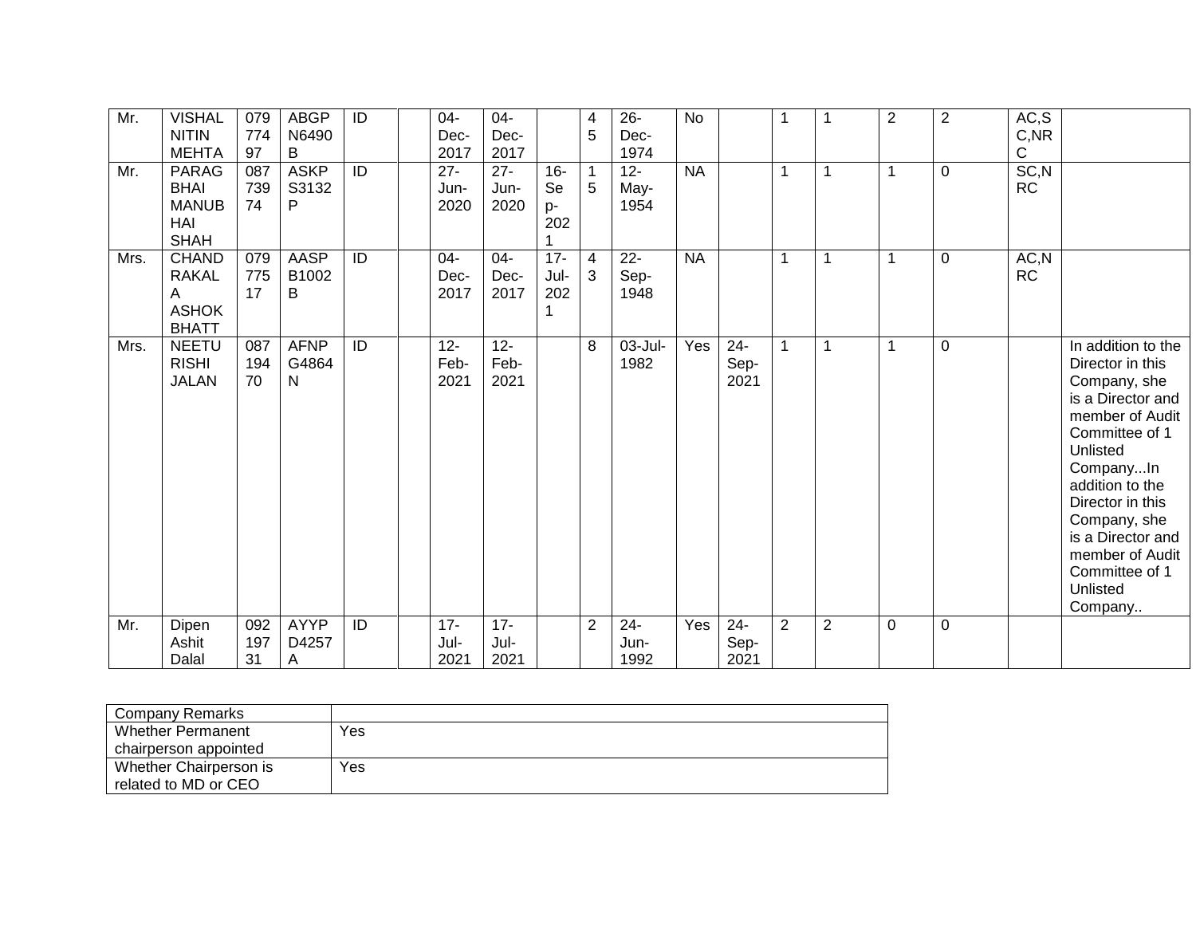| | | | | | | | | | | | | | | | | | | | |
|---|---|---|---|---|---|---|---|---|---|---|---|---|---|---|---|---|---|---|---|
| Mr. | VISHAL NITIN MEHTA | 07977497 | ABGPN6490B | ID | | 04-Dec-2017 | 04-Dec-2017 | | 45 | 26-Dec-1974 | No | | 1 | 1 | 2 | 2 | AC,SC,NRC | |
| Mr. | PARAGBHAI MANUBHAI SHAH | 08773974 | ASKPS3132P | ID | | 27-Jun-2020 | 27-Jun-2020 | 16-Sep-2021 | 15 | 12-May-1954 | NA | | 1 | 1 | 1 | 0 | SC,NRC | |
| Mrs. | CHANDRAKALA ASHOK BHATT | 07977517 | AASPB1002B | ID | | 04-Dec-2017 | 04-Dec-2017 | 17-Jul-2021 | 43 | 22-Sep-1948 | NA | | 1 | 1 | 1 | 0 | AC,NRC | |
| Mrs. | NEETU RISHI JALAN | 08719470 | AFNPG4864N | ID | | 12-Feb-2021 | 12-Feb-2021 | | 8 | 03-Jul-1982 | Yes | 24-Sep-2021 | 1 | 1 | 1 | 0 | | In addition to the Director in this Company, she is a Director and member of Audit Committee of 1 Unlisted Company...In addition to the Director in this Company, she is a Director and member of Audit Committee of 1 Unlisted Company.. |
| Mr. | Dipen Ashit Dalal | 09219731 | AYYPD4257A | ID | | 17-Jul-2021 | 17-Jul-2021 | | 2 | 24-Jun-1992 | Yes | 24-Sep-2021 | 2 | 2 | 0 | 0 | | |

| Company Remarks | |
|---|---|
| Whether Permanent chairperson appointed | Yes |
| Whether Chairperson is related to MD or CEO | Yes |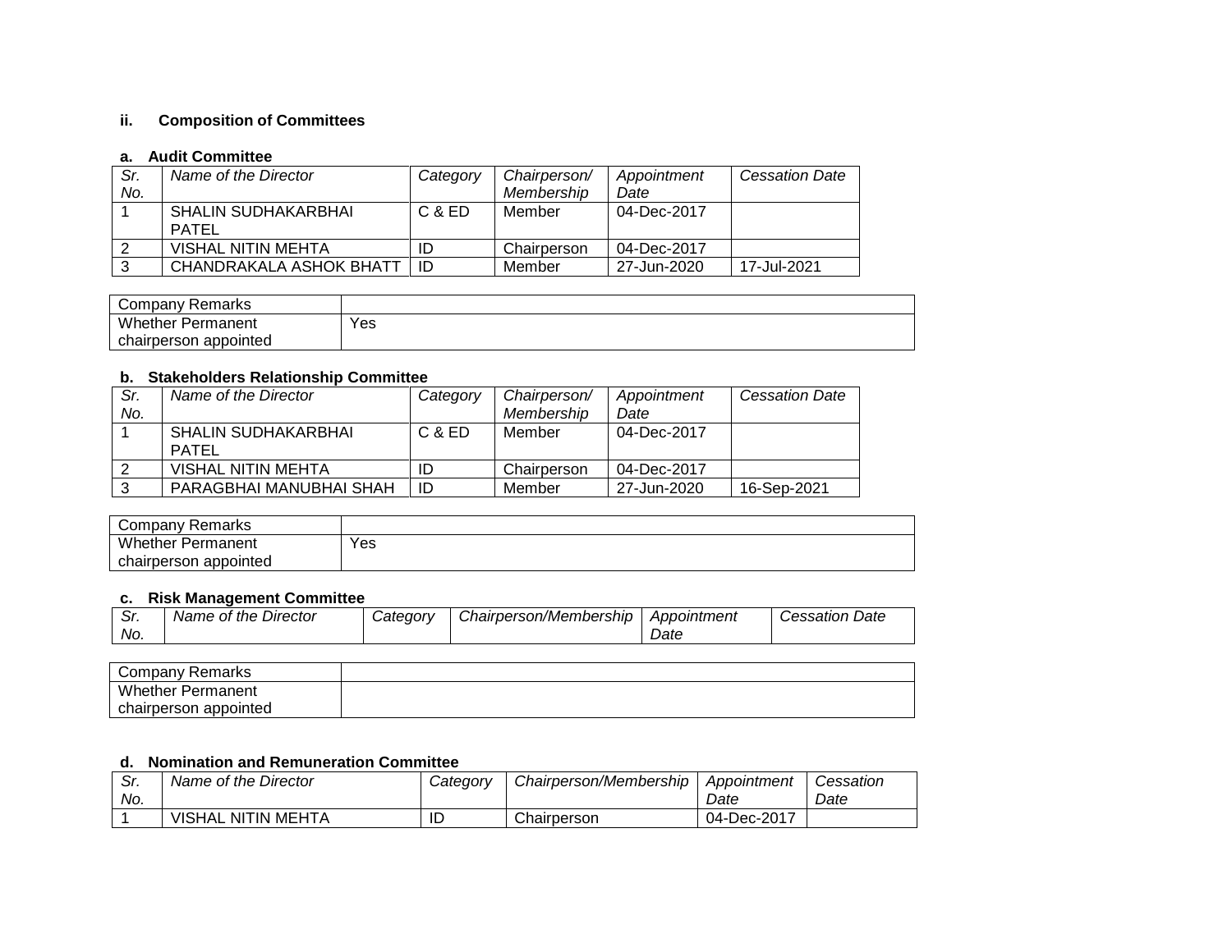### ii. Composition of Committees

#### a. Audit Committee

| *Sr. No.* | *Name of the Director* | *Category* | *Chairperson/ Membership* | *Appointment Date* | *Cessation Date* |
|---|---|---|---|---|---|
| 1 | SHALIN SUDHAKARBHAI PATEL | C & ED | Member | 04-Dec-2017 | |
| 2 | VISHAL NITIN MEHTA | ID | Chairperson | 04-Dec-2017 | |
| 3 | CHANDRAKALA ASHOK BHATT | ID | Member | 27-Jun-2020 | 17-Jul-2021 |

| Company Remarks | |
|---|---|
| Whether Permanent chairperson appointed | Yes |

#### b. Stakeholders Relationship Committee

| *Sr. No.* | *Name of the Director* | *Category* | *Chairperson/ Membership* | *Appointment Date* | *Cessation Date* |
|---|---|---|---|---|---|
| 1 | SHALIN SUDHAKARBHAI PATEL | C & ED | Member | 04-Dec-2017 | |
| 2 | VISHAL NITIN MEHTA | ID | Chairperson | 04-Dec-2017 | |
| 3 | PARAGBHAI MANUBHAI SHAH | ID | Member | 27-Jun-2020 | 16-Sep-2021 |

| Company Remarks | |
|---|---|
| Whether Permanent chairperson appointed | Yes |

#### c. Risk Management Committee

| *Sr. No.* | *Name of the Director* | *Category* | *Chairperson/Membership* | *Appointment Date* | *Cessation Date* |
|---|---|---|---|---|---|

| Company Remarks | |
|---|---|
| Whether Permanent chairperson appointed | |

#### d. Nomination and Remuneration Committee

| *Sr. No.* | *Name of the Director* | *Category* | *Chairperson/Membership* | *Appointment Date* | *Cessation Date* |
|---|---|---|---|---|---|
| 1 | VISHAL NITIN MEHTA | ID | Chairperson | 04-Dec-2017 | |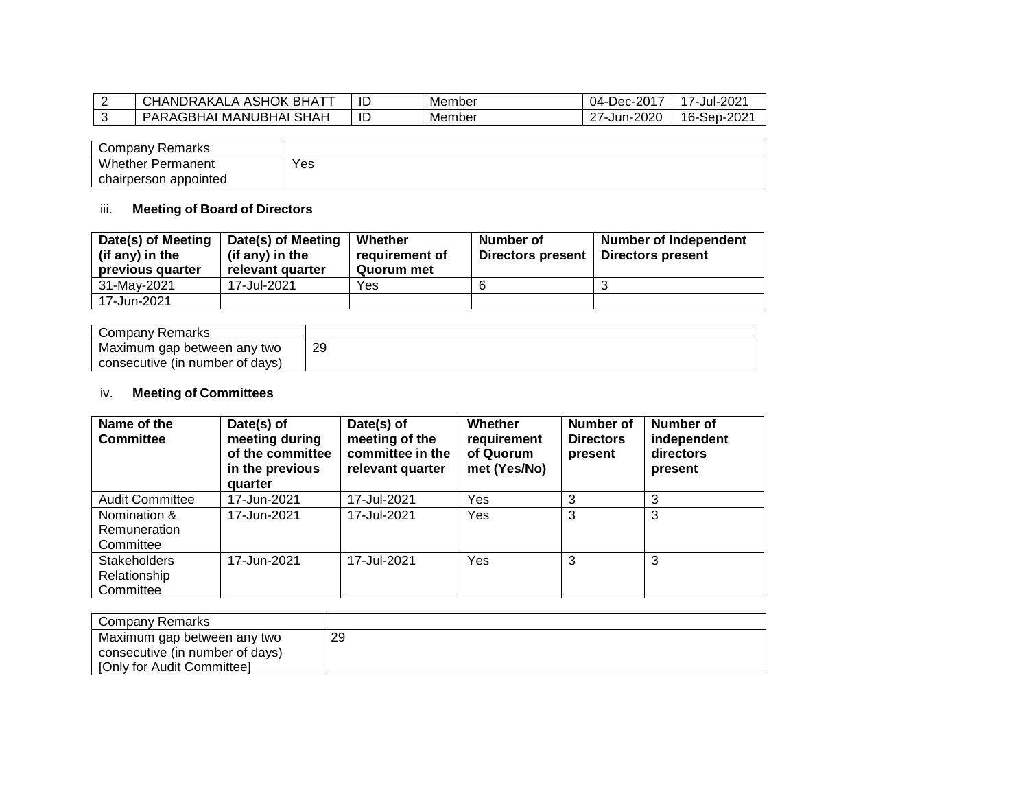| 2 | CHANDRAKALA ASHOK BHATT | ID | Member | 04-Dec-2017 | 17-Jul-2021 |
|---|---|---|---|---|---|
| 3 | PARAGBHAI MANUBHAI SHAH | ID | Member | 27-Jun-2020 | 16-Sep-2021 |

| Company Remarks | |
|---|---|
| Whether Permanent chairperson appointed | Yes |

iii. **Meeting of Board of Directors**

| Date(s) of Meeting (if any) in the previous quarter | Date(s) of Meeting (if any) in the relevant quarter | Whether requirement of Quorum met | Number of Directors present | Number of Independent Directors present |
|---|---|---|---|---|
| 31-May-2021 | 17-Jul-2021 | Yes | 6 | 3 |
| 17-Jun-2021 | | | | |

| Company Remarks | |
|---|---|
| Maximum gap between any two consecutive (in number of days) | 29 |

iv. **Meeting of Committees**

| Name of the Committee | Date(s) of meeting during of the committee in the previous quarter | Date(s) of meeting of the committee in the relevant quarter | Whether requirement of Quorum met (Yes/No) | Number of Directors present | Number of independent directors present |
|---|---|---|---|---|---|
| Audit Committee | 17-Jun-2021 | 17-Jul-2021 | Yes | 3 | 3 |
| Nomination & Remuneration Committee | 17-Jun-2021 | 17-Jul-2021 | Yes | 3 | 3 |
| Stakeholders Relationship Committee | 17-Jun-2021 | 17-Jul-2021 | Yes | 3 | 3 |

| Company Remarks | |
|---|---|
| Maximum gap between any two consecutive (in number of days) [Only for Audit Committee] | 29 |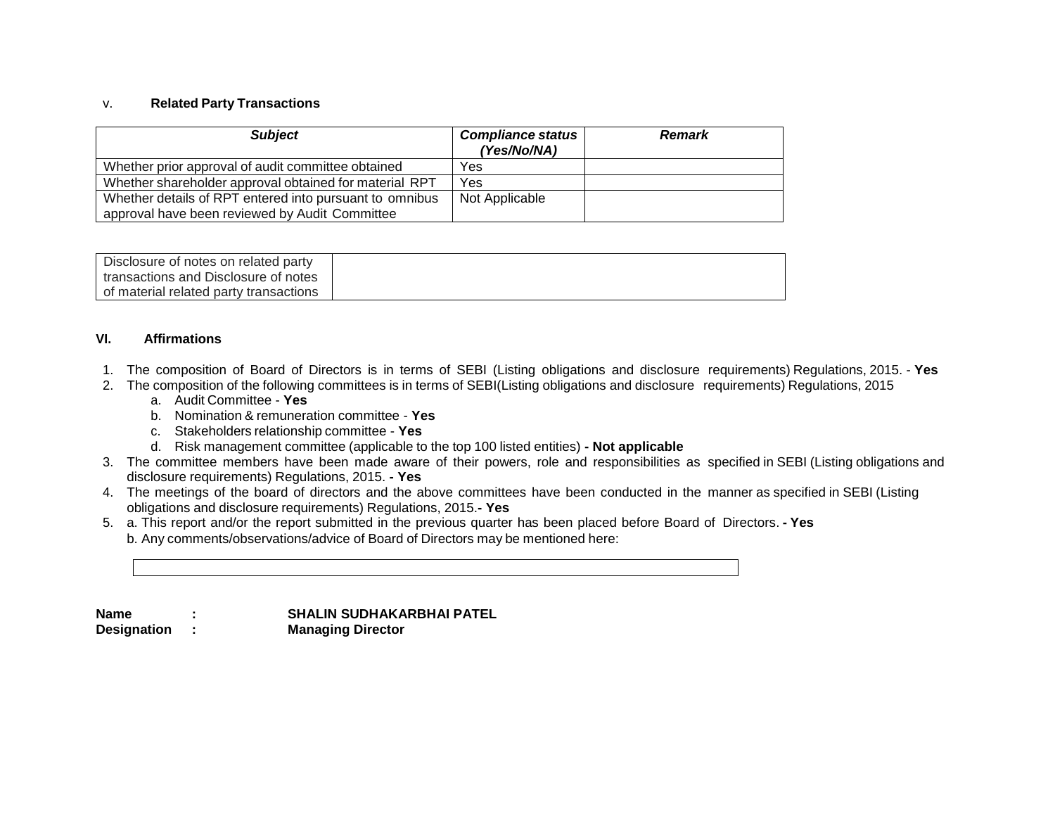v. **Related Party Transactions**

| ***Subject*** | ***Compliance status (Yes/No/NA)*** | ***Remark*** |
|---|---|---|
| Whether prior approval of audit committee obtained | Yes | |
| Whether shareholder approval obtained for material RPT | Yes | |
| Whether details of RPT entered into pursuant to omnibus approval have been reviewed by Audit Committee | Not Applicable | |

| Disclosure of notes on related party transactions and Disclosure of notes of material related party transactions | |
|---|---|

**VI. Affirmations**

1. The composition of Board of Directors is in terms of SEBI (Listing obligations and disclosure requirements) Regulations, 2015. - **Yes**
2. The composition of the following committees is in terms of SEBI(Listing obligations and disclosure requirements) Regulations, 2015
   a. Audit Committee - **Yes**
   b. Nomination & remuneration committee - **Yes**
   c. Stakeholders relationship committee - **Yes**
   d. Risk management committee (applicable to the top 100 listed entities) **- Not applicable**
3. The committee members have been made aware of their powers, role and responsibilities as specified in SEBI (Listing obligations and disclosure requirements) Regulations, 2015. **- Yes**
4. The meetings of the board of directors and the above committees have been conducted in the manner as specified in SEBI (Listing obligations and disclosure requirements) Regulations, 2015.**- Yes**
5. a. This report and/or the report submitted in the previous quarter has been placed before Board of Directors. **- Yes**
   b. Any comments/observations/advice of Board of Directors may be mentioned here:

| |
|---|

**Name : SHALIN SUDHAKARBHAI PATEL**
**Designation : Managing Director**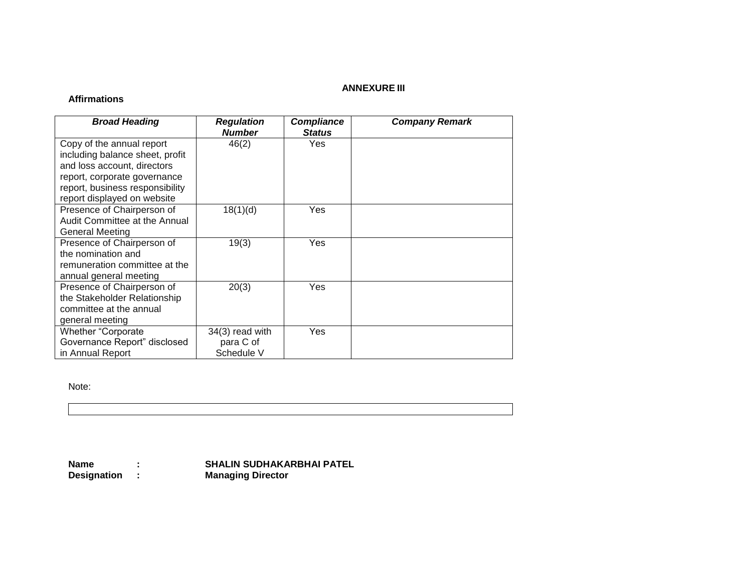## ANNEXURE III

**Affirmations**

| ***Broad Heading*** | ***Regulation Number*** | ***Compliance Status*** | ***Company Remark*** |
|---|---|---|---|
| Copy of the annual report including balance sheet, profit and loss account, directors report, corporate governance report, business responsibility report displayed on website | 46(2) | Yes | |
| Presence of Chairperson of Audit Committee at the Annual General Meeting | 18(1)(d) | Yes | |
| Presence of Chairperson of the nomination and remuneration committee at the annual general meeting | 19(3) | Yes | |
| Presence of Chairperson of the Stakeholder Relationship committee at the annual general meeting | 20(3) | Yes | |
| Whether “Corporate Governance Report” disclosed in Annual Report | 34(3) read with para C of Schedule V | Yes | |

Note:

**Name** : **SHALIN SUDHAKARBHAI PATEL**
**Designation** : **Managing Director**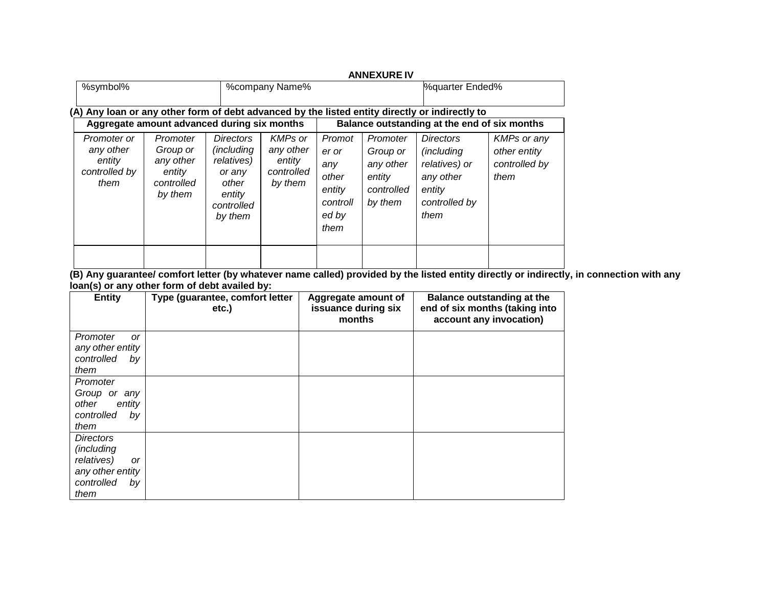## ANNEXURE IV

| %symbol% | %company Name% | %quarter Ended% |
|---|---|---|

**(A) Any loan or any other form of debt advanced by the listed entity directly or indirectly to**

| **Aggregate amount advanced during six months** | | | | **Balance outstanding at the end of six months** | | | |
|---|---|---|---|---|---|---|---|
| *Promoter or any other entity controlled by them* | *Promoter Group or any other entity controlled by them* | *Directors (including relatives) or any other entity controlled by them* | *KMPs or any other entity controlled by them* | *Promoter or any other entity controlled by them* | *Promoter Group or any other entity controlled by them* | *Directors (including relatives) or any other entity controlled by them* | *KMPs or any other entity controlled by them* |
| | | | | | | | |

**(B) Any guarantee/ comfort letter (by whatever name called) provided by the listed entity directly or indirectly, in connection with any loan(s) or any other form of debt availed by:**

| **Entity** | **Type (guarantee, comfort letter etc.)** | **Aggregate amount of issuance during six months** | **Balance outstanding at the end of six months (taking into account any invocation)** |
|---|---|---|---|
| *Promoter or any other entity controlled by them* | | | |
| *Promoter Group or any other entity controlled by them* | | | |
| *Directors (including relatives) or any other entity controlled by them* | | | |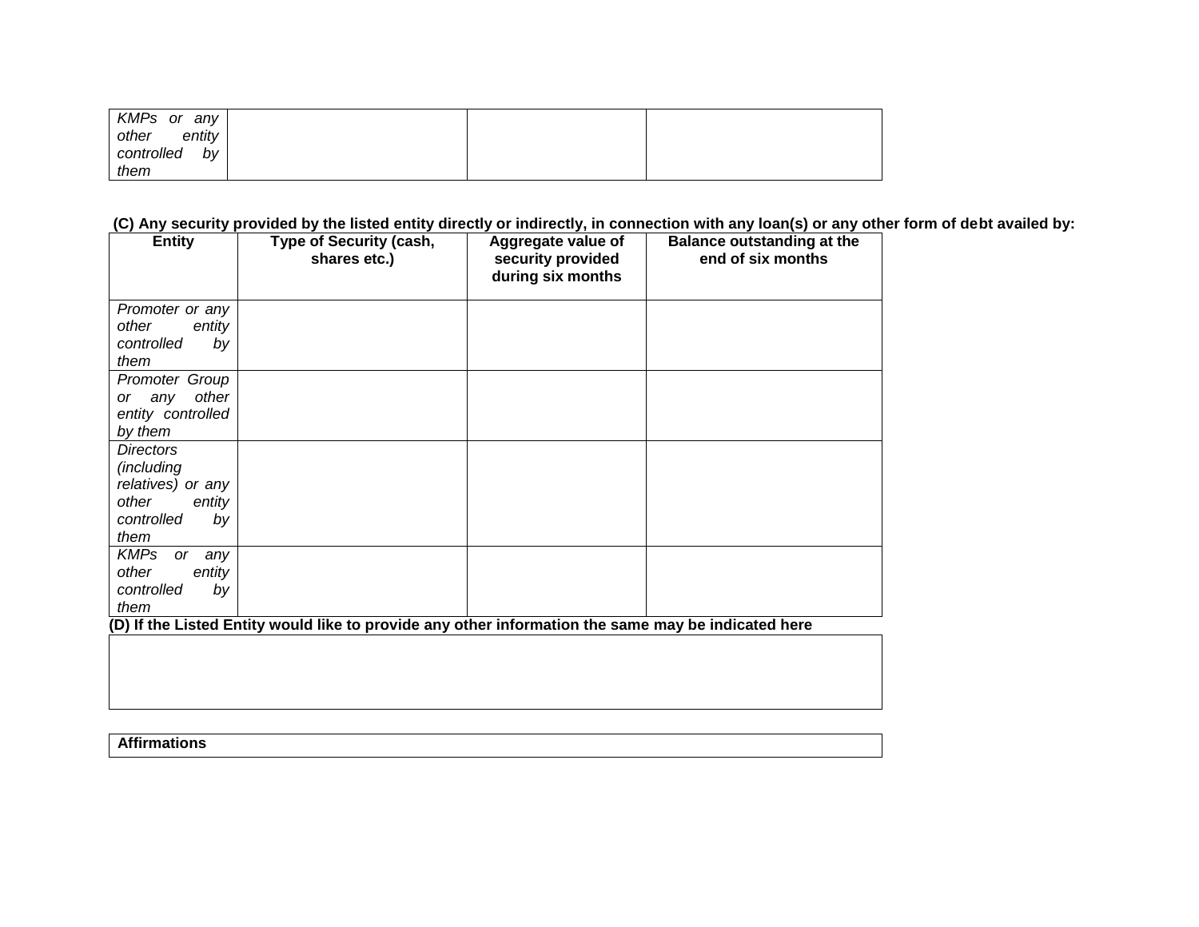| | | | |
|---|---|---|---|
| *KMPs or any other entity controlled by them* | | | |

**(C) Any security provided by the listed entity directly or indirectly, in connection with any loan(s) or any other form of debt availed by:**

| Entity | Type of Security (cash, shares etc.) | Aggregate value of security provided during six months | Balance outstanding at the end of six months |
|---|---|---|---|
| *Promoter or any other entity controlled by them* | | | |
| *Promoter Group or any other entity controlled by them* | | | |
| *Directors (including relatives) or any other entity controlled by them* | | | |
| *KMPs or any other entity controlled by them* | | | |

**(D) If the Listed Entity would like to provide any other information the same may be indicated here**

| |
|---|
| |

| **Affirmations** |
|---|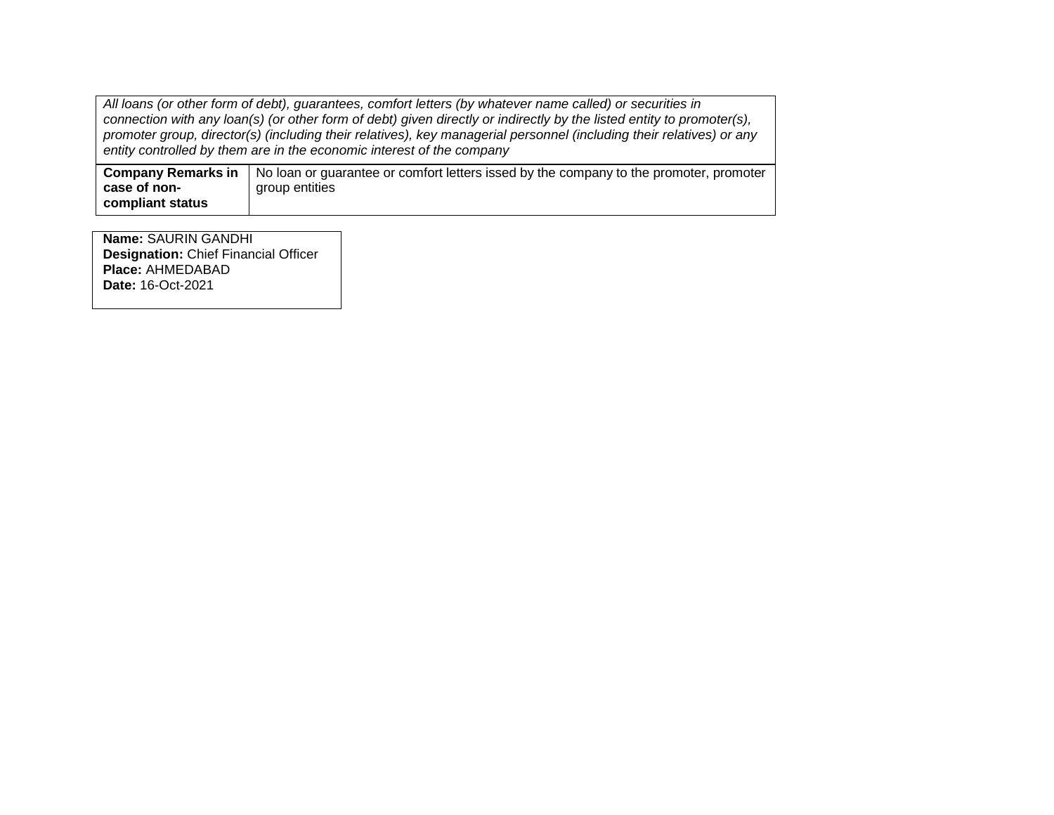| | |
|---|---|
| *All loans (or other form of debt), guarantees, comfort letters (by whatever name called) or securities in connection with any loan(s) (or other form of debt) given directly or indirectly by the listed entity to promoter(s), promoter group, director(s) (including their relatives), key managerial personnel (including their relatives) or any entity controlled by them are in the economic interest of the company* | |
| **Company Remarks in case of non-compliant status** | No loan or guarantee or comfort letters issed by the company to the promoter, promoter group entities |

**Name:** SAURIN GANDHI
**Designation:** Chief Financial Officer
**Place:** AHMEDABAD
**Date:** 16-Oct-2021